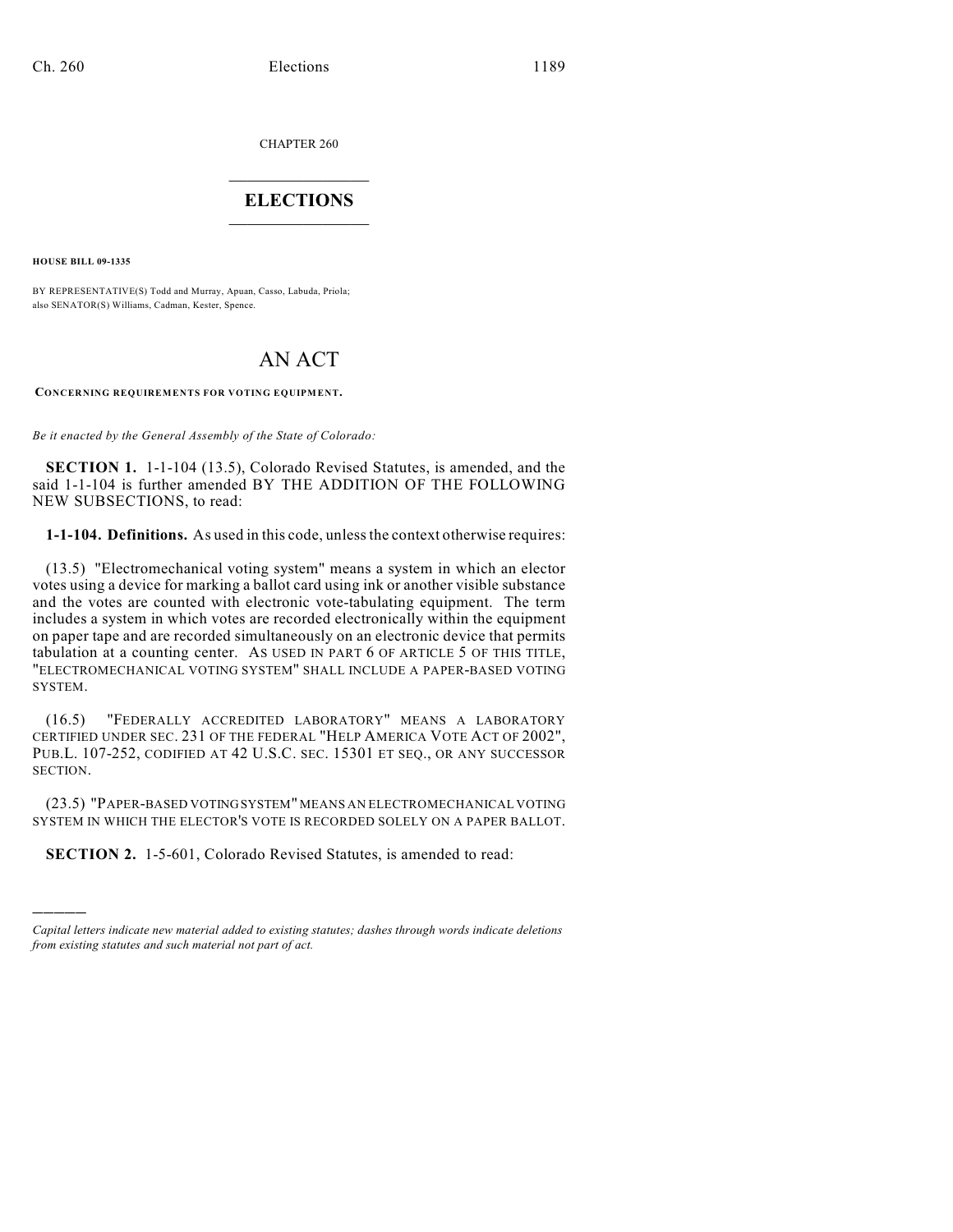CHAPTER 260

## ELECTIONS

**HOUSE BILL 09-1335**

BY REPRESENTATIVE(S) Todd and Murray, Apuan, Casso, Labuda, Priola;
also SENATOR(S) Williams, Cadman, Kester, Spence.

# AN ACT

**CONCERNING REQUIREMENTS FOR VOTING EQUIPMENT.**

*Be it enacted by the General Assembly of the State of Colorado:*

**SECTION 1.** 1-1-104 (13.5), Colorado Revised Statutes, is amended, and the said 1-1-104 is further amended BY THE ADDITION OF THE FOLLOWING NEW SUBSECTIONS, to read:

**1-1-104. Definitions.** As used in this code, unless the context otherwise requires:

(13.5) "Electromechanical voting system" means a system in which an elector votes using a device for marking a ballot card using ink or another visible substance and the votes are counted with electronic vote-tabulating equipment. The term includes a system in which votes are recorded electronically within the equipment on paper tape and are recorded simultaneously on an electronic device that permits tabulation at a counting center. AS USED IN PART 6 OF ARTICLE 5 OF THIS TITLE, "ELECTROMECHANICAL VOTING SYSTEM" SHALL INCLUDE A PAPER-BASED VOTING SYSTEM.

(16.5) "FEDERALLY ACCREDITED LABORATORY" MEANS A LABORATORY CERTIFIED UNDER SEC. 231 OF THE FEDERAL "HELP AMERICA VOTE ACT OF 2002", PUB.L. 107-252, CODIFIED AT 42 U.S.C. SEC. 15301 ET SEQ., OR ANY SUCCESSOR SECTION.

(23.5) "PAPER-BASED VOTING SYSTEM" MEANS AN ELECTROMECHANICAL VOTING SYSTEM IN WHICH THE ELECTOR'S VOTE IS RECORDED SOLELY ON A PAPER BALLOT.

**SECTION 2.** 1-5-601, Colorado Revised Statutes, is amended to read:

---

*Capital letters indicate new material added to existing statutes; dashes through words indicate deletions from existing statutes and such material not part of act.*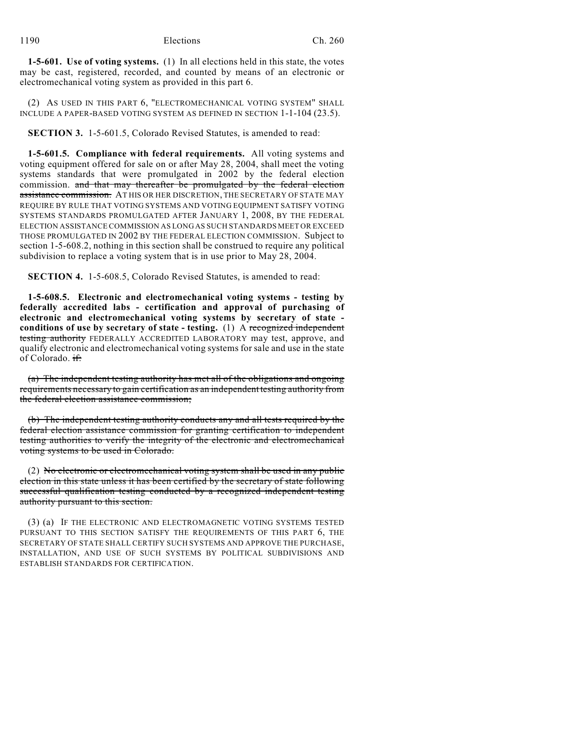**1-5-601. Use of voting systems.** (1) In all elections held in this state, the votes may be cast, registered, recorded, and counted by means of an electronic or electromechanical voting system as provided in this part 6.

(2) AS USED IN THIS PART 6, "ELECTROMECHANICAL VOTING SYSTEM" SHALL INCLUDE A PAPER-BASED VOTING SYSTEM AS DEFINED IN SECTION 1-1-104 (23.5).

**SECTION 3.** 1-5-601.5, Colorado Revised Statutes, is amended to read:

**1-5-601.5. Compliance with federal requirements.** All voting systems and voting equipment offered for sale on or after May 28, 2004, shall meet the voting systems standards that were promulgated in 2002 by the federal election commission. ~~and that may thereafter be promulgated by the federal election assistance commission.~~ AT HIS OR HER DISCRETION, THE SECRETARY OF STATE MAY REQUIRE BY RULE THAT VOTING SYSTEMS AND VOTING EQUIPMENT SATISFY VOTING SYSTEMS STANDARDS PROMULGATED AFTER JANUARY 1, 2008, BY THE FEDERAL ELECTION ASSISTANCE COMMISSION AS LONG AS SUCH STANDARDS MEET OR EXCEED THOSE PROMULGATED IN 2002 BY THE FEDERAL ELECTION COMMISSION. Subject to section 1-5-608.2, nothing in this section shall be construed to require any political subdivision to replace a voting system that is in use prior to May 28, 2004.

**SECTION 4.** 1-5-608.5, Colorado Revised Statutes, is amended to read:

**1-5-608.5. Electronic and electromechanical voting systems - testing by federally accredited labs - certification and approval of purchasing of electronic and electromechanical voting systems by secretary of state - conditions of use by secretary of state - testing.** (1) A ~~recognized independent testing authority~~ FEDERALLY ACCREDITED LABORATORY may test, approve, and qualify electronic and electromechanical voting systems for sale and use in the state of Colorado. ~~if:~~

~~(a) The independent testing authority has met all of the obligations and ongoing requirements necessary to gain certification as an independent testing authority from the federal election assistance commission;~~

~~(b) The independent testing authority conducts any and all tests required by the federal election assistance commission for granting certification to independent testing authorities to verify the integrity of the electronic and electromechanical voting systems to be used in Colorado.~~

(2) ~~No electronic or electromechanical voting system shall be used in any public election in this state unless it has been certified by the secretary of state following successful qualification testing conducted by a recognized independent testing authority pursuant to this section.~~

(3) (a) IF THE ELECTRONIC AND ELECTROMAGNETIC VOTING SYSTEMS TESTED PURSUANT TO THIS SECTION SATISFY THE REQUIREMENTS OF THIS PART 6, THE SECRETARY OF STATE SHALL CERTIFY SUCH SYSTEMS AND APPROVE THE PURCHASE, INSTALLATION, AND USE OF SUCH SYSTEMS BY POLITICAL SUBDIVISIONS AND ESTABLISH STANDARDS FOR CERTIFICATION.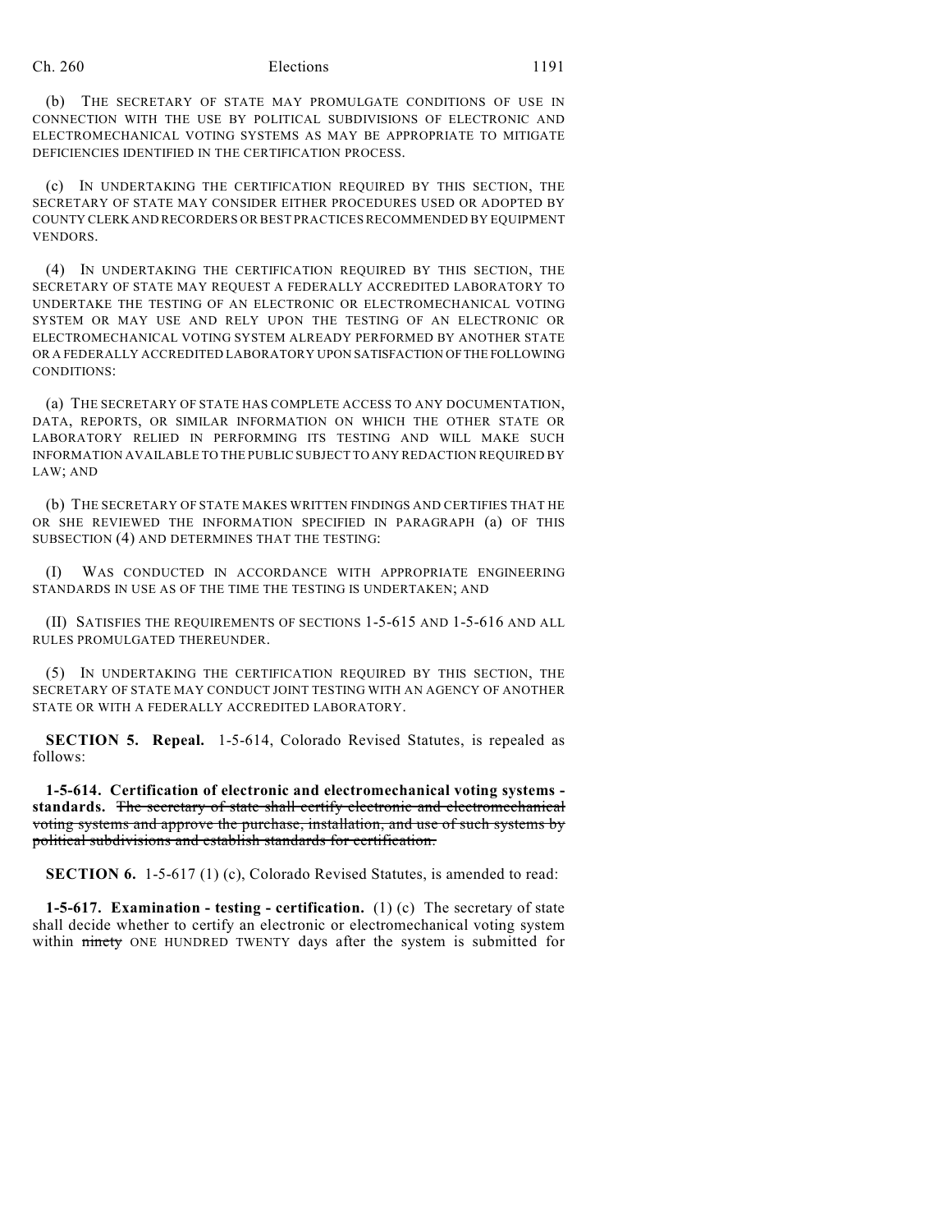(b) THE SECRETARY OF STATE MAY PROMULGATE CONDITIONS OF USE IN CONNECTION WITH THE USE BY POLITICAL SUBDIVISIONS OF ELECTRONIC AND ELECTROMECHANICAL VOTING SYSTEMS AS MAY BE APPROPRIATE TO MITIGATE DEFICIENCIES IDENTIFIED IN THE CERTIFICATION PROCESS.

(c) IN UNDERTAKING THE CERTIFICATION REQUIRED BY THIS SECTION, THE SECRETARY OF STATE MAY CONSIDER EITHER PROCEDURES USED OR ADOPTED BY COUNTY CLERK AND RECORDERS OR BEST PRACTICES RECOMMENDED BY EQUIPMENT VENDORS.

(4) IN UNDERTAKING THE CERTIFICATION REQUIRED BY THIS SECTION, THE SECRETARY OF STATE MAY REQUEST A FEDERALLY ACCREDITED LABORATORY TO UNDERTAKE THE TESTING OF AN ELECTRONIC OR ELECTROMECHANICAL VOTING SYSTEM OR MAY USE AND RELY UPON THE TESTING OF AN ELECTRONIC OR ELECTROMECHANICAL VOTING SYSTEM ALREADY PERFORMED BY ANOTHER STATE OR A FEDERALLY ACCREDITED LABORATORY UPON SATISFACTION OF THE FOLLOWING CONDITIONS:

(a) THE SECRETARY OF STATE HAS COMPLETE ACCESS TO ANY DOCUMENTATION, DATA, REPORTS, OR SIMILAR INFORMATION ON WHICH THE OTHER STATE OR LABORATORY RELIED IN PERFORMING ITS TESTING AND WILL MAKE SUCH INFORMATION AVAILABLE TO THE PUBLIC SUBJECT TO ANY REDACTION REQUIRED BY LAW; AND

(b) THE SECRETARY OF STATE MAKES WRITTEN FINDINGS AND CERTIFIES THAT HE OR SHE REVIEWED THE INFORMATION SPECIFIED IN PARAGRAPH (a) OF THIS SUBSECTION (4) AND DETERMINES THAT THE TESTING:

(I) WAS CONDUCTED IN ACCORDANCE WITH APPROPRIATE ENGINEERING STANDARDS IN USE AS OF THE TIME THE TESTING IS UNDERTAKEN; AND

(II) SATISFIES THE REQUIREMENTS OF SECTIONS 1-5-615 AND 1-5-616 AND ALL RULES PROMULGATED THEREUNDER.

(5) IN UNDERTAKING THE CERTIFICATION REQUIRED BY THIS SECTION, THE SECRETARY OF STATE MAY CONDUCT JOINT TESTING WITH AN AGENCY OF ANOTHER STATE OR WITH A FEDERALLY ACCREDITED LABORATORY.

**SECTION 5. Repeal.** 1-5-614, Colorado Revised Statutes, is repealed as follows:

**1-5-614. Certification of electronic and electromechanical voting systems - standards.** ~~The secretary of state shall certify electronic and electromechanical voting systems and approve the purchase, installation, and use of such systems by political subdivisions and establish standards for certification.~~

**SECTION 6.** 1-5-617 (1) (c), Colorado Revised Statutes, is amended to read:

**1-5-617. Examination - testing - certification.** (1) (c) The secretary of state shall decide whether to certify an electronic or electromechanical voting system within ~~ninety~~ ONE HUNDRED TWENTY days after the system is submitted for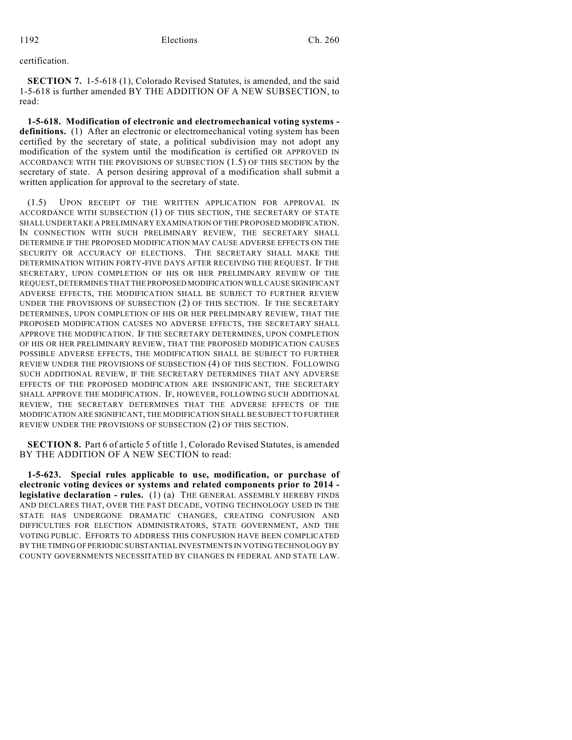certification.

**SECTION 7.** 1-5-618 (1), Colorado Revised Statutes, is amended, and the said 1-5-618 is further amended BY THE ADDITION OF A NEW SUBSECTION, to read:

**1-5-618. Modification of electronic and electromechanical voting systems - definitions.** (1) After an electronic or electromechanical voting system has been certified by the secretary of state, a political subdivision may not adopt any modification of the system until the modification is certified OR APPROVED IN ACCORDANCE WITH THE PROVISIONS OF SUBSECTION (1.5) OF THIS SECTION by the secretary of state. A person desiring approval of a modification shall submit a written application for approval to the secretary of state.

(1.5) UPON RECEIPT OF THE WRITTEN APPLICATION FOR APPROVAL IN ACCORDANCE WITH SUBSECTION (1) OF THIS SECTION, THE SECRETARY OF STATE SHALL UNDERTAKE A PRELIMINARY EXAMINATION OF THE PROPOSED MODIFICATION. IN CONNECTION WITH SUCH PRELIMINARY REVIEW, THE SECRETARY SHALL DETERMINE IF THE PROPOSED MODIFICATION MAY CAUSE ADVERSE EFFECTS ON THE SECURITY OR ACCURACY OF ELECTIONS. THE SECRETARY SHALL MAKE THE DETERMINATION WITHIN FORTY-FIVE DAYS AFTER RECEIVING THE REQUEST. IF THE SECRETARY, UPON COMPLETION OF HIS OR HER PRELIMINARY REVIEW OF THE REQUEST, DETERMINES THAT THE PROPOSED MODIFICATION WILL CAUSE SIGNIFICANT ADVERSE EFFECTS, THE MODIFICATION SHALL BE SUBJECT TO FURTHER REVIEW UNDER THE PROVISIONS OF SUBSECTION (2) OF THIS SECTION. IF THE SECRETARY DETERMINES, UPON COMPLETION OF HIS OR HER PRELIMINARY REVIEW, THAT THE PROPOSED MODIFICATION CAUSES NO ADVERSE EFFECTS, THE SECRETARY SHALL APPROVE THE MODIFICATION. IF THE SECRETARY DETERMINES, UPON COMPLETION OF HIS OR HER PRELIMINARY REVIEW, THAT THE PROPOSED MODIFICATION CAUSES POSSIBLE ADVERSE EFFECTS, THE MODIFICATION SHALL BE SUBJECT TO FURTHER REVIEW UNDER THE PROVISIONS OF SUBSECTION (4) OF THIS SECTION. FOLLOWING SUCH ADDITIONAL REVIEW, IF THE SECRETARY DETERMINES THAT ANY ADVERSE EFFECTS OF THE PROPOSED MODIFICATION ARE INSIGNIFICANT, THE SECRETARY SHALL APPROVE THE MODIFICATION. IF, HOWEVER, FOLLOWING SUCH ADDITIONAL REVIEW, THE SECRETARY DETERMINES THAT THE ADVERSE EFFECTS OF THE MODIFICATION ARE SIGNIFICANT, THE MODIFICATION SHALL BE SUBJECT TO FURTHER REVIEW UNDER THE PROVISIONS OF SUBSECTION (2) OF THIS SECTION.

**SECTION 8.** Part 6 of article 5 of title 1, Colorado Revised Statutes, is amended BY THE ADDITION OF A NEW SECTION to read:

**1-5-623. Special rules applicable to use, modification, or purchase of electronic voting devices or systems and related components prior to 2014 - legislative declaration - rules.** (1) (a) THE GENERAL ASSEMBLY HEREBY FINDS AND DECLARES THAT, OVER THE PAST DECADE, VOTING TECHNOLOGY USED IN THE STATE HAS UNDERGONE DRAMATIC CHANGES, CREATING CONFUSION AND DIFFICULTIES FOR ELECTION ADMINISTRATORS, STATE GOVERNMENT, AND THE VOTING PUBLIC. EFFORTS TO ADDRESS THIS CONFUSION HAVE BEEN COMPLICATED BY THE TIMING OF PERIODIC SUBSTANTIAL INVESTMENTS IN VOTING TECHNOLOGY BY COUNTY GOVERNMENTS NECESSITATED BY CHANGES IN FEDERAL AND STATE LAW.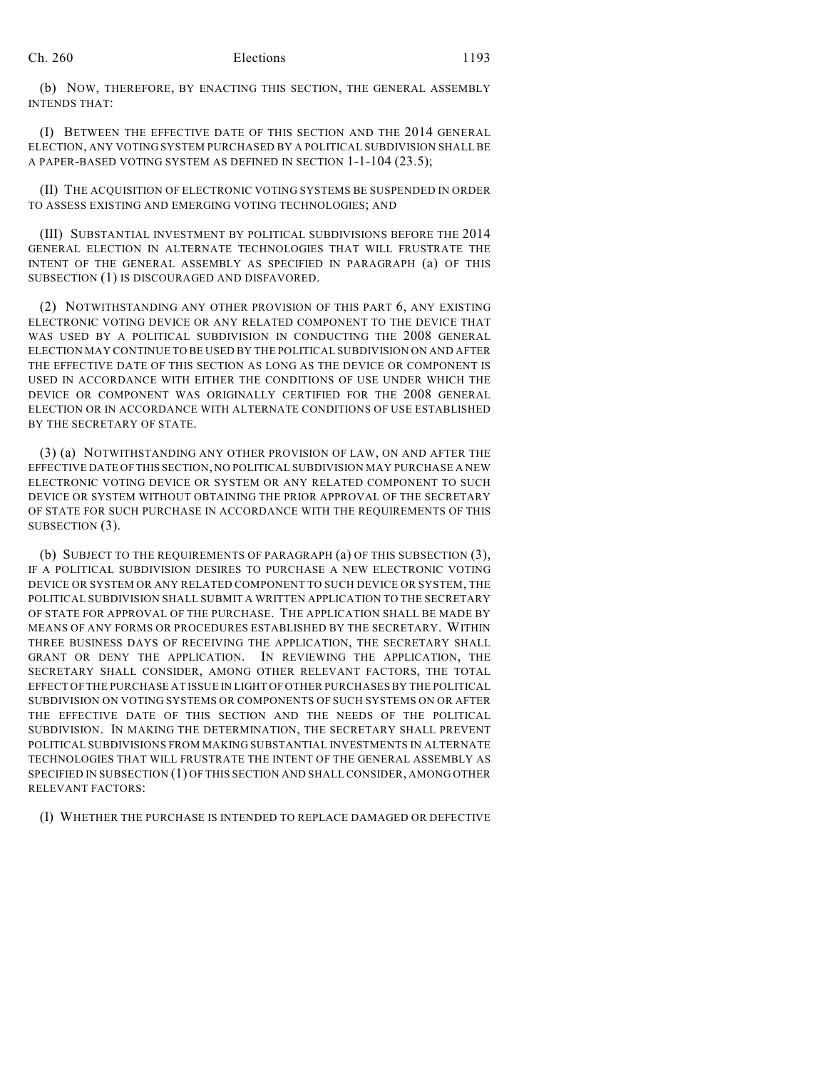(b) NOW, THEREFORE, BY ENACTING THIS SECTION, THE GENERAL ASSEMBLY INTENDS THAT:

(I) BETWEEN THE EFFECTIVE DATE OF THIS SECTION AND THE 2014 GENERAL ELECTION, ANY VOTING SYSTEM PURCHASED BY A POLITICAL SUBDIVISION SHALL BE A PAPER-BASED VOTING SYSTEM AS DEFINED IN SECTION 1-1-104 (23.5);

(II) THE ACQUISITION OF ELECTRONIC VOTING SYSTEMS BE SUSPENDED IN ORDER TO ASSESS EXISTING AND EMERGING VOTING TECHNOLOGIES; AND

(III) SUBSTANTIAL INVESTMENT BY POLITICAL SUBDIVISIONS BEFORE THE 2014 GENERAL ELECTION IN ALTERNATE TECHNOLOGIES THAT WILL FRUSTRATE THE INTENT OF THE GENERAL ASSEMBLY AS SPECIFIED IN PARAGRAPH (a) OF THIS SUBSECTION (1) IS DISCOURAGED AND DISFAVORED.

(2) NOTWITHSTANDING ANY OTHER PROVISION OF THIS PART 6, ANY EXISTING ELECTRONIC VOTING DEVICE OR ANY RELATED COMPONENT TO THE DEVICE THAT WAS USED BY A POLITICAL SUBDIVISION IN CONDUCTING THE 2008 GENERAL ELECTION MAY CONTINUE TO BE USED BY THE POLITICAL SUBDIVISION ON AND AFTER THE EFFECTIVE DATE OF THIS SECTION AS LONG AS THE DEVICE OR COMPONENT IS USED IN ACCORDANCE WITH EITHER THE CONDITIONS OF USE UNDER WHICH THE DEVICE OR COMPONENT WAS ORIGINALLY CERTIFIED FOR THE 2008 GENERAL ELECTION OR IN ACCORDANCE WITH ALTERNATE CONDITIONS OF USE ESTABLISHED BY THE SECRETARY OF STATE.

(3) (a) NOTWITHSTANDING ANY OTHER PROVISION OF LAW, ON AND AFTER THE EFFECTIVE DATE OF THIS SECTION, NO POLITICAL SUBDIVISION MAY PURCHASE A NEW ELECTRONIC VOTING DEVICE OR SYSTEM OR ANY RELATED COMPONENT TO SUCH DEVICE OR SYSTEM WITHOUT OBTAINING THE PRIOR APPROVAL OF THE SECRETARY OF STATE FOR SUCH PURCHASE IN ACCORDANCE WITH THE REQUIREMENTS OF THIS SUBSECTION (3).

(b) SUBJECT TO THE REQUIREMENTS OF PARAGRAPH (a) OF THIS SUBSECTION (3), IF A POLITICAL SUBDIVISION DESIRES TO PURCHASE A NEW ELECTRONIC VOTING DEVICE OR SYSTEM OR ANY RELATED COMPONENT TO SUCH DEVICE OR SYSTEM, THE POLITICAL SUBDIVISION SHALL SUBMIT A WRITTEN APPLICATION TO THE SECRETARY OF STATE FOR APPROVAL OF THE PURCHASE. THE APPLICATION SHALL BE MADE BY MEANS OF ANY FORMS OR PROCEDURES ESTABLISHED BY THE SECRETARY. WITHIN THREE BUSINESS DAYS OF RECEIVING THE APPLICATION, THE SECRETARY SHALL GRANT OR DENY THE APPLICATION. IN REVIEWING THE APPLICATION, THE SECRETARY SHALL CONSIDER, AMONG OTHER RELEVANT FACTORS, THE TOTAL EFFECT OF THE PURCHASE AT ISSUE IN LIGHT OF OTHER PURCHASES BY THE POLITICAL SUBDIVISION ON VOTING SYSTEMS OR COMPONENTS OF SUCH SYSTEMS ON OR AFTER THE EFFECTIVE DATE OF THIS SECTION AND THE NEEDS OF THE POLITICAL SUBDIVISION. IN MAKING THE DETERMINATION, THE SECRETARY SHALL PREVENT POLITICAL SUBDIVISIONS FROM MAKING SUBSTANTIAL INVESTMENTS IN ALTERNATE TECHNOLOGIES THAT WILL FRUSTRATE THE INTENT OF THE GENERAL ASSEMBLY AS SPECIFIED IN SUBSECTION (1) OF THIS SECTION AND SHALL CONSIDER, AMONG OTHER RELEVANT FACTORS:

(I) WHETHER THE PURCHASE IS INTENDED TO REPLACE DAMAGED OR DEFECTIVE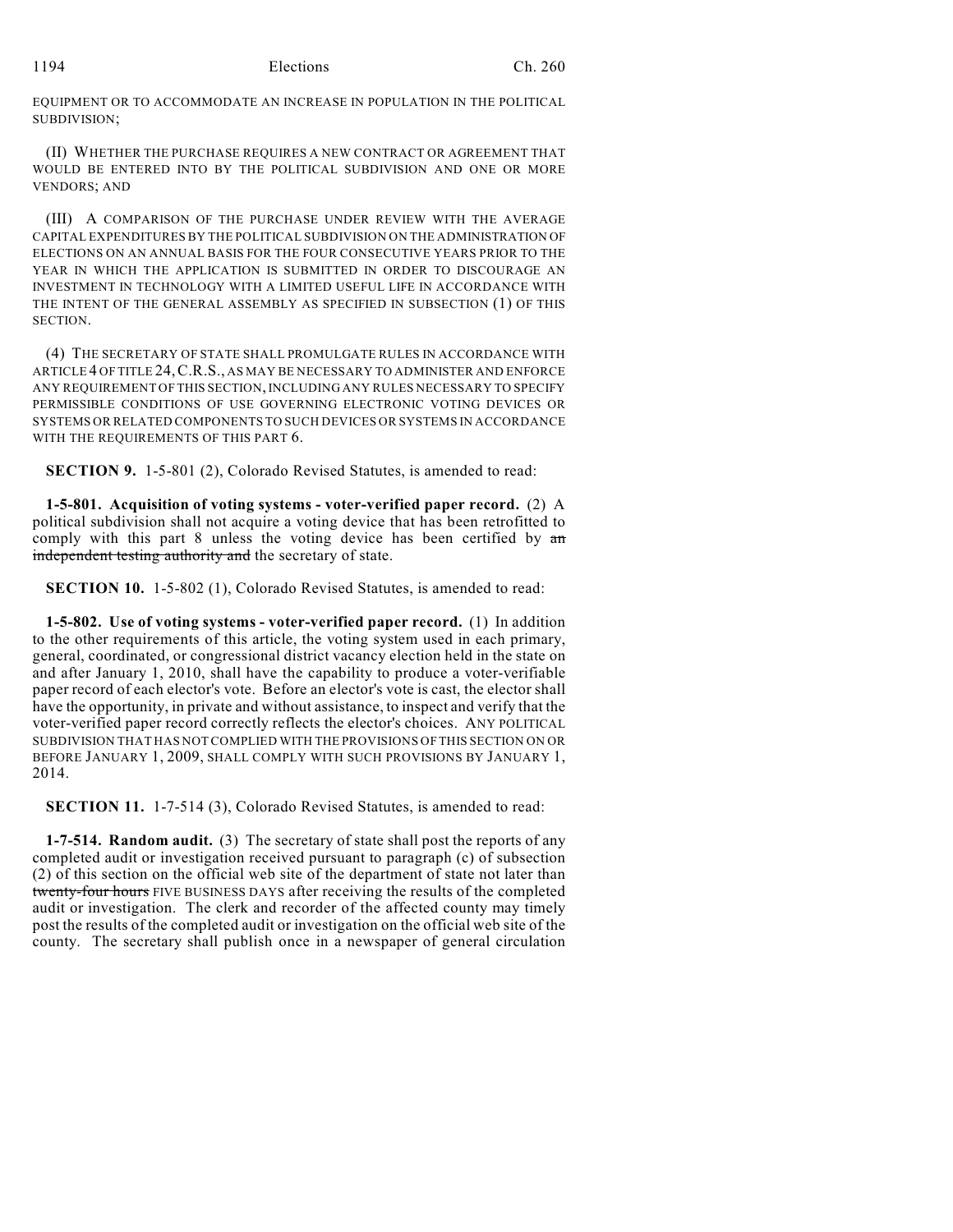EQUIPMENT OR TO ACCOMMODATE AN INCREASE IN POPULATION IN THE POLITICAL SUBDIVISION;

(II) WHETHER THE PURCHASE REQUIRES A NEW CONTRACT OR AGREEMENT THAT WOULD BE ENTERED INTO BY THE POLITICAL SUBDIVISION AND ONE OR MORE VENDORS; AND

(III) A COMPARISON OF THE PURCHASE UNDER REVIEW WITH THE AVERAGE CAPITAL EXPENDITURES BY THE POLITICAL SUBDIVISION ON THE ADMINISTRATION OF ELECTIONS ON AN ANNUAL BASIS FOR THE FOUR CONSECUTIVE YEARS PRIOR TO THE YEAR IN WHICH THE APPLICATION IS SUBMITTED IN ORDER TO DISCOURAGE AN INVESTMENT IN TECHNOLOGY WITH A LIMITED USEFUL LIFE IN ACCORDANCE WITH THE INTENT OF THE GENERAL ASSEMBLY AS SPECIFIED IN SUBSECTION (1) OF THIS SECTION.

(4) THE SECRETARY OF STATE SHALL PROMULGATE RULES IN ACCORDANCE WITH ARTICLE 4 OF TITLE 24, C.R.S., AS MAY BE NECESSARY TO ADMINISTER AND ENFORCE ANY REQUIREMENT OF THIS SECTION, INCLUDING ANY RULES NECESSARY TO SPECIFY PERMISSIBLE CONDITIONS OF USE GOVERNING ELECTRONIC VOTING DEVICES OR SYSTEMS OR RELATED COMPONENTS TO SUCH DEVICES OR SYSTEMS IN ACCORDANCE WITH THE REQUIREMENTS OF THIS PART 6.

**SECTION 9.** 1-5-801 (2), Colorado Revised Statutes, is amended to read:

**1-5-801. Acquisition of voting systems - voter-verified paper record.** (2) A political subdivision shall not acquire a voting device that has been retrofitted to comply with this part 8 unless the voting device has been certified by ~~an independent testing authority and~~ the secretary of state.

**SECTION 10.** 1-5-802 (1), Colorado Revised Statutes, is amended to read:

**1-5-802. Use of voting systems - voter-verified paper record.** (1) In addition to the other requirements of this article, the voting system used in each primary, general, coordinated, or congressional district vacancy election held in the state on and after January 1, 2010, shall have the capability to produce a voter-verifiable paper record of each elector's vote. Before an elector's vote is cast, the elector shall have the opportunity, in private and without assistance, to inspect and verify that the voter-verified paper record correctly reflects the elector's choices. ANY POLITICAL SUBDIVISION THAT HAS NOT COMPLIED WITH THE PROVISIONS OF THIS SECTION ON OR BEFORE JANUARY 1, 2009, SHALL COMPLY WITH SUCH PROVISIONS BY JANUARY 1, 2014.

**SECTION 11.** 1-7-514 (3), Colorado Revised Statutes, is amended to read:

**1-7-514. Random audit.** (3) The secretary of state shall post the reports of any completed audit or investigation received pursuant to paragraph (c) of subsection (2) of this section on the official web site of the department of state not later than ~~twenty-four hours~~ FIVE BUSINESS DAYS after receiving the results of the completed audit or investigation. The clerk and recorder of the affected county may timely post the results of the completed audit or investigation on the official web site of the county. The secretary shall publish once in a newspaper of general circulation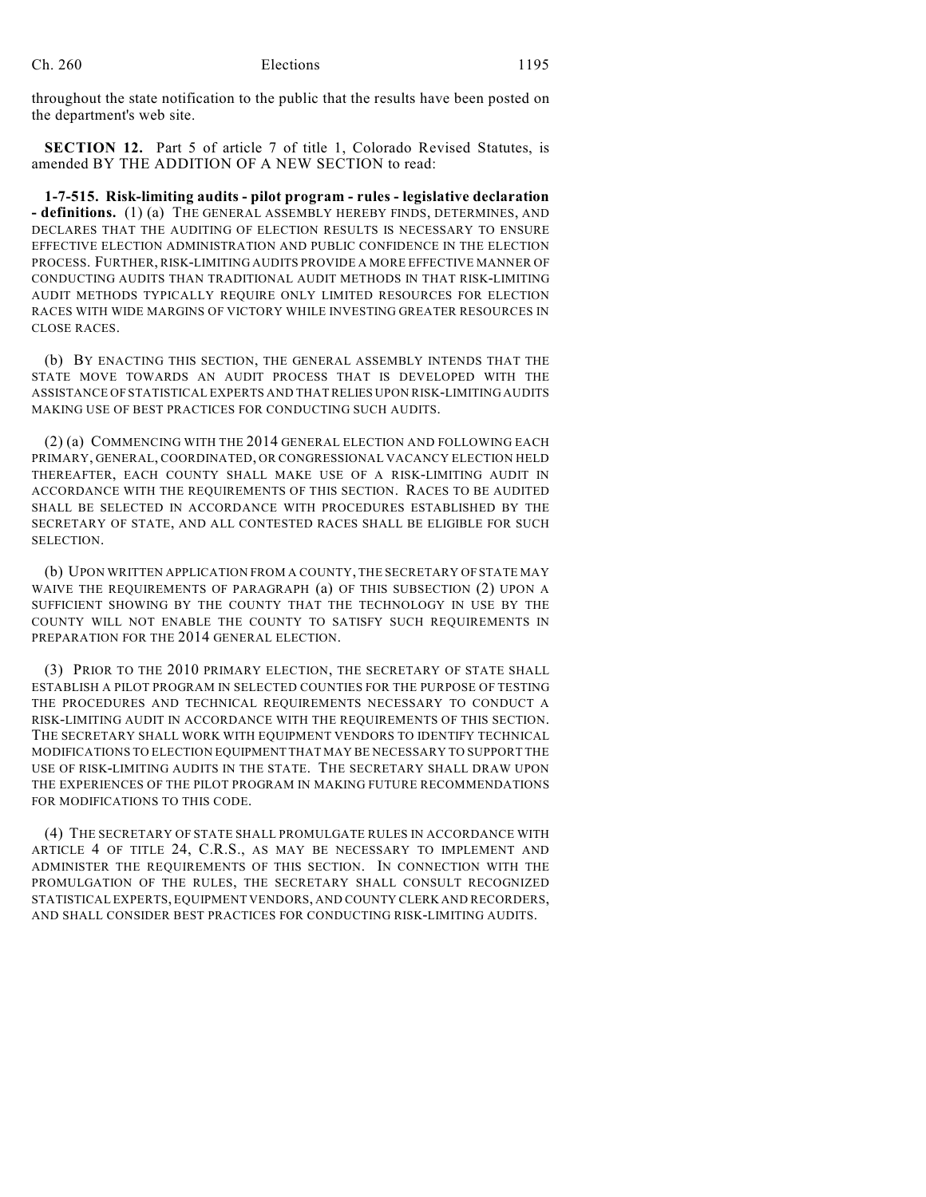throughout the state notification to the public that the results have been posted on the department's web site.

**SECTION 12.** Part 5 of article 7 of title 1, Colorado Revised Statutes, is amended BY THE ADDITION OF A NEW SECTION to read:

**1-7-515. Risk-limiting audits - pilot program - rules - legislative declaration - definitions.** (1) (a) THE GENERAL ASSEMBLY HEREBY FINDS, DETERMINES, AND DECLARES THAT THE AUDITING OF ELECTION RESULTS IS NECESSARY TO ENSURE EFFECTIVE ELECTION ADMINISTRATION AND PUBLIC CONFIDENCE IN THE ELECTION PROCESS. FURTHER, RISK-LIMITING AUDITS PROVIDE A MORE EFFECTIVE MANNER OF CONDUCTING AUDITS THAN TRADITIONAL AUDIT METHODS IN THAT RISK-LIMITING AUDIT METHODS TYPICALLY REQUIRE ONLY LIMITED RESOURCES FOR ELECTION RACES WITH WIDE MARGINS OF VICTORY WHILE INVESTING GREATER RESOURCES IN CLOSE RACES.

(b) BY ENACTING THIS SECTION, THE GENERAL ASSEMBLY INTENDS THAT THE STATE MOVE TOWARDS AN AUDIT PROCESS THAT IS DEVELOPED WITH THE ASSISTANCE OF STATISTICAL EXPERTS AND THAT RELIES UPON RISK-LIMITING AUDITS MAKING USE OF BEST PRACTICES FOR CONDUCTING SUCH AUDITS.

(2) (a) COMMENCING WITH THE 2014 GENERAL ELECTION AND FOLLOWING EACH PRIMARY, GENERAL, COORDINATED, OR CONGRESSIONAL VACANCY ELECTION HELD THEREAFTER, EACH COUNTY SHALL MAKE USE OF A RISK-LIMITING AUDIT IN ACCORDANCE WITH THE REQUIREMENTS OF THIS SECTION. RACES TO BE AUDITED SHALL BE SELECTED IN ACCORDANCE WITH PROCEDURES ESTABLISHED BY THE SECRETARY OF STATE, AND ALL CONTESTED RACES SHALL BE ELIGIBLE FOR SUCH SELECTION.

(b) UPON WRITTEN APPLICATION FROM A COUNTY, THE SECRETARY OF STATE MAY WAIVE THE REQUIREMENTS OF PARAGRAPH (a) OF THIS SUBSECTION (2) UPON A SUFFICIENT SHOWING BY THE COUNTY THAT THE TECHNOLOGY IN USE BY THE COUNTY WILL NOT ENABLE THE COUNTY TO SATISFY SUCH REQUIREMENTS IN PREPARATION FOR THE 2014 GENERAL ELECTION.

(3) PRIOR TO THE 2010 PRIMARY ELECTION, THE SECRETARY OF STATE SHALL ESTABLISH A PILOT PROGRAM IN SELECTED COUNTIES FOR THE PURPOSE OF TESTING THE PROCEDURES AND TECHNICAL REQUIREMENTS NECESSARY TO CONDUCT A RISK-LIMITING AUDIT IN ACCORDANCE WITH THE REQUIREMENTS OF THIS SECTION. THE SECRETARY SHALL WORK WITH EQUIPMENT VENDORS TO IDENTIFY TECHNICAL MODIFICATIONS TO ELECTION EQUIPMENT THAT MAY BE NECESSARY TO SUPPORT THE USE OF RISK-LIMITING AUDITS IN THE STATE. THE SECRETARY SHALL DRAW UPON THE EXPERIENCES OF THE PILOT PROGRAM IN MAKING FUTURE RECOMMENDATIONS FOR MODIFICATIONS TO THIS CODE.

(4) THE SECRETARY OF STATE SHALL PROMULGATE RULES IN ACCORDANCE WITH ARTICLE 4 OF TITLE 24, C.R.S., AS MAY BE NECESSARY TO IMPLEMENT AND ADMINISTER THE REQUIREMENTS OF THIS SECTION. IN CONNECTION WITH THE PROMULGATION OF THE RULES, THE SECRETARY SHALL CONSULT RECOGNIZED STATISTICAL EXPERTS, EQUIPMENT VENDORS, AND COUNTY CLERK AND RECORDERS, AND SHALL CONSIDER BEST PRACTICES FOR CONDUCTING RISK-LIMITING AUDITS.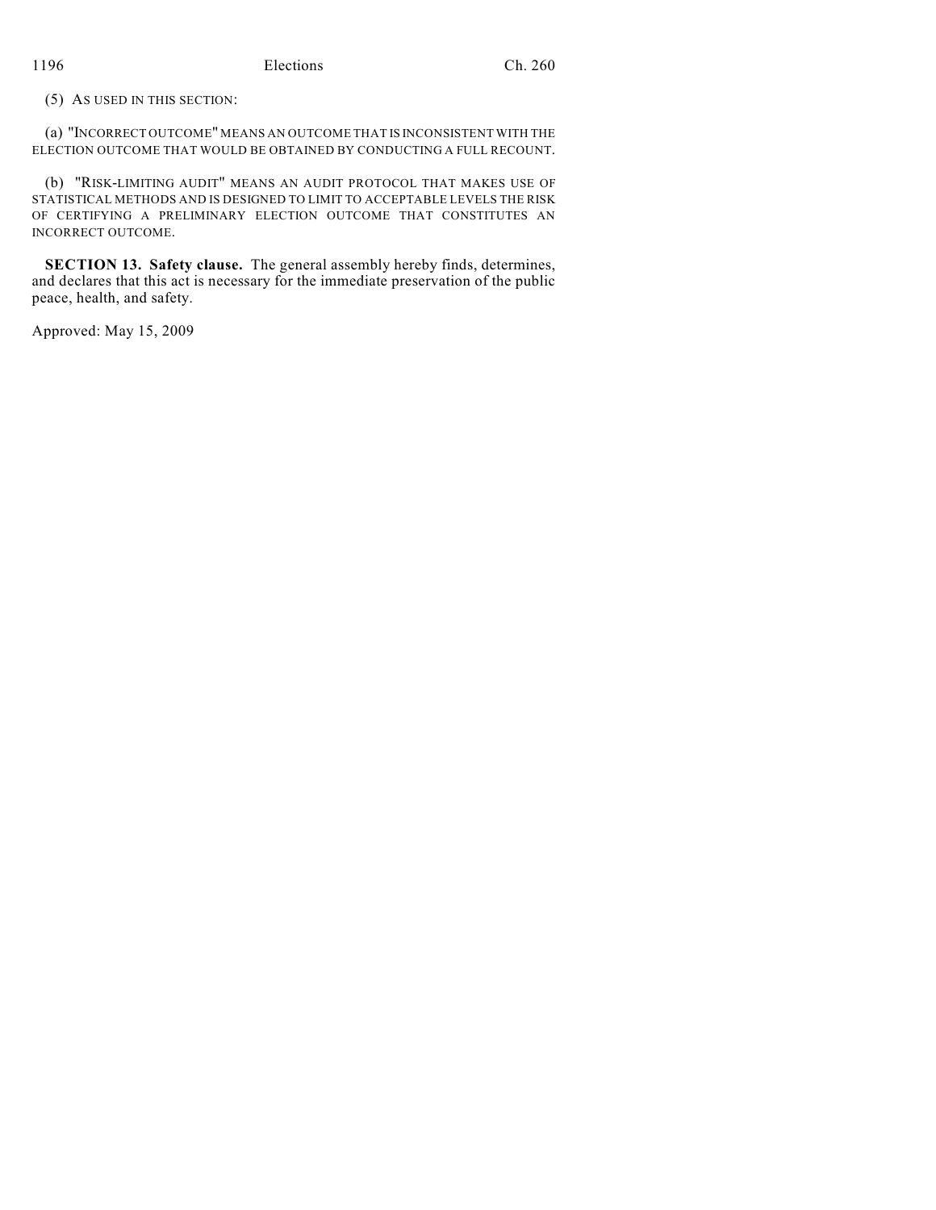(5) AS USED IN THIS SECTION:

(a) "INCORRECT OUTCOME" MEANS AN OUTCOME THAT IS INCONSISTENT WITH THE ELECTION OUTCOME THAT WOULD BE OBTAINED BY CONDUCTING A FULL RECOUNT.

(b) "RISK-LIMITING AUDIT" MEANS AN AUDIT PROTOCOL THAT MAKES USE OF STATISTICAL METHODS AND IS DESIGNED TO LIMIT TO ACCEPTABLE LEVELS THE RISK OF CERTIFYING A PRELIMINARY ELECTION OUTCOME THAT CONSTITUTES AN INCORRECT OUTCOME.

**SECTION 13. Safety clause.** The general assembly hereby finds, determines, and declares that this act is necessary for the immediate preservation of the public peace, health, and safety.

Approved: May 15, 2009